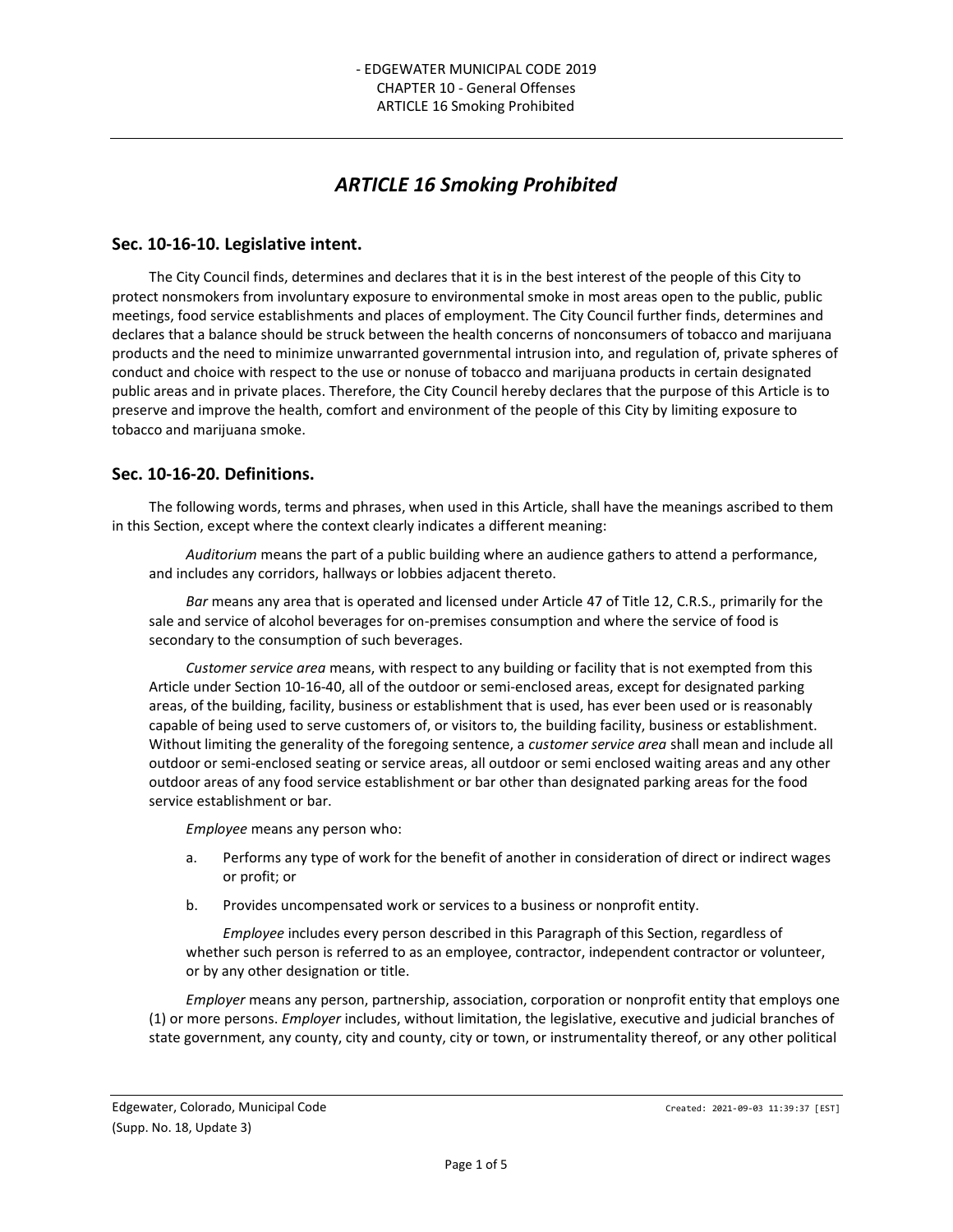# ARTICLE 16 Smoking Prohibited

## Sec. 10-16-10. Legislative intent.

The City Council finds, determines and declares that it is in the best interest of the people of this City to protect nonsmokers from involuntary exposure to environmental smoke in most areas open to the public, public meetings, food service establishments and places of employment. The City Council further finds, determines and declares that a balance should be struck between the health concerns of nonconsumers of tobacco and marijuana products and the need to minimize unwarranted governmental intrusion into, and regulation of, private spheres of conduct and choice with respect to the use or nonuse of tobacco and marijuana products in certain designated public areas and in private places. Therefore, the City Council hereby declares that the purpose of this Article is to preserve and improve the health, comfort and environment of the people of this City by limiting exposure to tobacco and marijuana smoke.

## Sec. 10-16-20. Definitions.

The following words, terms and phrases, when used in this Article, shall have the meanings ascribed to them in this Section, except where the context clearly indicates a different meaning:

*Auditorium* means the part of a public building where an audience gathers to attend a performance, and includes any corridors, hallways or lobbies adjacent thereto.

*Bar* means any area that is operated and licensed under Article 47 of Title 12, C.R.S., primarily for the sale and service of alcohol beverages for on-premises consumption and where the service of food is secondary to the consumption of such beverages.

*Customer service area* means, with respect to any building or facility that is not exempted from this Article under Section 10-16-40, all of the outdoor or semi-enclosed areas, except for designated parking areas, of the building, facility, business or establishment that is used, has ever been used or is reasonably capable of being used to serve customers of, or visitors to, the building facility, business or establishment. Without limiting the generality of the foregoing sentence, a *customer service area* shall mean and include all outdoor or semi-enclosed seating or service areas, all outdoor or semi enclosed waiting areas and any other outdoor areas of any food service establishment or bar other than designated parking areas for the food service establishment or bar.

*Employee* means any person who:

a. Performs any type of work for the benefit of another in consideration of direct or indirect wages or profit; or

b. Provides uncompensated work or services to a business or nonprofit entity.

*Employee* includes every person described in this Paragraph of this Section, regardless of whether such person is referred to as an employee, contractor, independent contractor or volunteer, or by any other designation or title.

*Employer* means any person, partnership, association, corporation or nonprofit entity that employs one (1) or more persons. *Employer* includes, without limitation, the legislative, executive and judicial branches of state government, any county, city and county, city or town, or instrumentality thereof, or any other political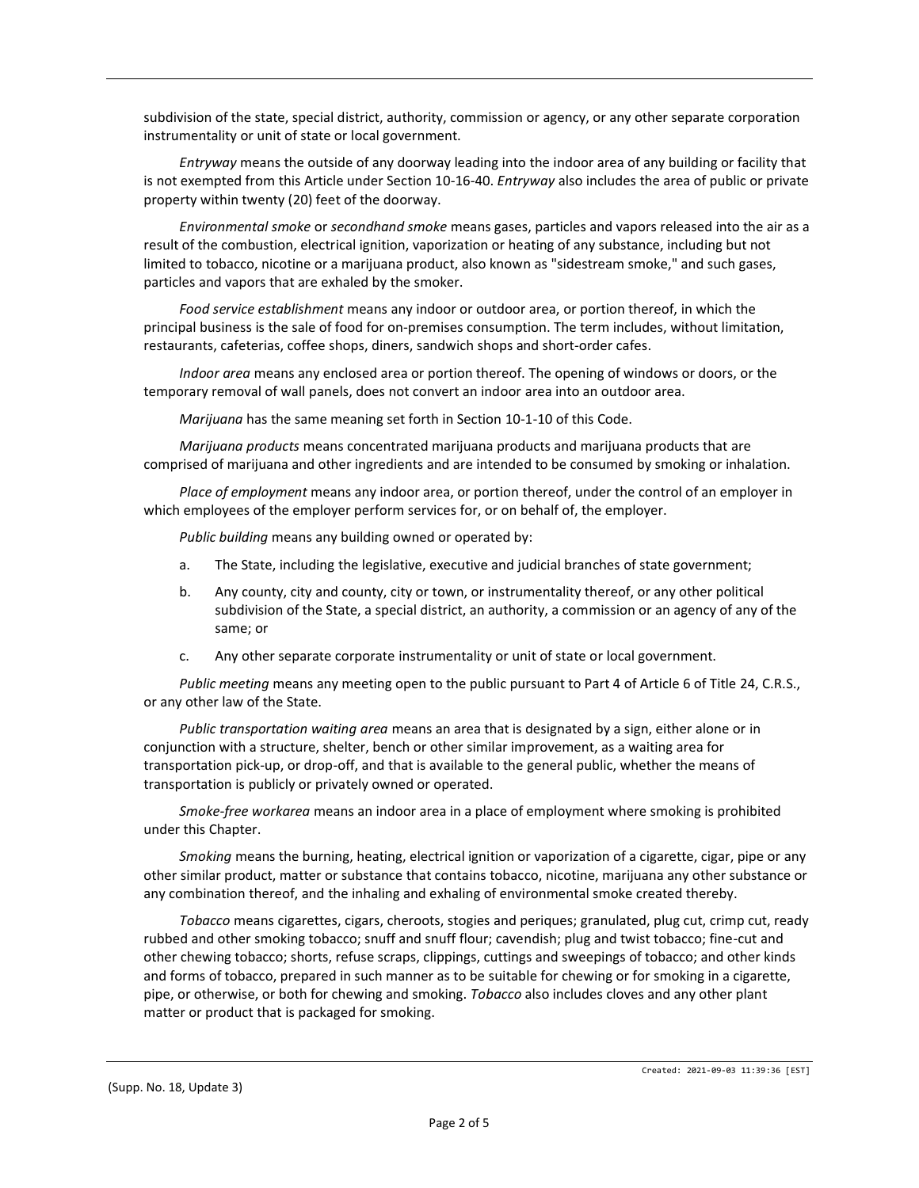subdivision of the state, special district, authority, commission or agency, or any other separate corporation instrumentality or unit of state or local government.

*Entryway* means the outside of any doorway leading into the indoor area of any building or facility that is not exempted from this Article under Section 10-16-40. *Entryway* also includes the area of public or private property within twenty (20) feet of the doorway.

*Environmental smoke* or *secondhand smoke* means gases, particles and vapors released into the air as a result of the combustion, electrical ignition, vaporization or heating of any substance, including but not limited to tobacco, nicotine or a marijuana product, also known as "sidestream smoke," and such gases, particles and vapors that are exhaled by the smoker.

*Food service establishment* means any indoor or outdoor area, or portion thereof, in which the principal business is the sale of food for on-premises consumption. The term includes, without limitation, restaurants, cafeterias, coffee shops, diners, sandwich shops and short-order cafes.

*Indoor area* means any enclosed area or portion thereof. The opening of windows or doors, or the temporary removal of wall panels, does not convert an indoor area into an outdoor area.

*Marijuana* has the same meaning set forth in Section 10-1-10 of this Code.

*Marijuana products* means concentrated marijuana products and marijuana products that are comprised of marijuana and other ingredients and are intended to be consumed by smoking or inhalation.

*Place of employment* means any indoor area, or portion thereof, under the control of an employer in which employees of the employer perform services for, or on behalf of, the employer.

*Public building* means any building owned or operated by:

a. The State, including the legislative, executive and judicial branches of state government;

b. Any county, city and county, city or town, or instrumentality thereof, or any other political subdivision of the State, a special district, an authority, a commission or an agency of any of the same; or

c. Any other separate corporate instrumentality or unit of state or local government.

*Public meeting* means any meeting open to the public pursuant to Part 4 of Article 6 of Title 24, C.R.S., or any other law of the State.

*Public transportation waiting area* means an area that is designated by a sign, either alone or in conjunction with a structure, shelter, bench or other similar improvement, as a waiting area for transportation pick-up, or drop-off, and that is available to the general public, whether the means of transportation is publicly or privately owned or operated.

*Smoke-free workarea* means an indoor area in a place of employment where smoking is prohibited under this Chapter.

*Smoking* means the burning, heating, electrical ignition or vaporization of a cigarette, cigar, pipe or any other similar product, matter or substance that contains tobacco, nicotine, marijuana any other substance or any combination thereof, and the inhaling and exhaling of environmental smoke created thereby.

*Tobacco* means cigarettes, cigars, cheroots, stogies and periques; granulated, plug cut, crimp cut, ready rubbed and other smoking tobacco; snuff and snuff flour; cavendish; plug and twist tobacco; fine-cut and other chewing tobacco; shorts, refuse scraps, clippings, cuttings and sweepings of tobacco; and other kinds and forms of tobacco, prepared in such manner as to be suitable for chewing or for smoking in a cigarette, pipe, or otherwise, or both for chewing and smoking. *Tobacco* also includes cloves and any other plant matter or product that is packaged for smoking.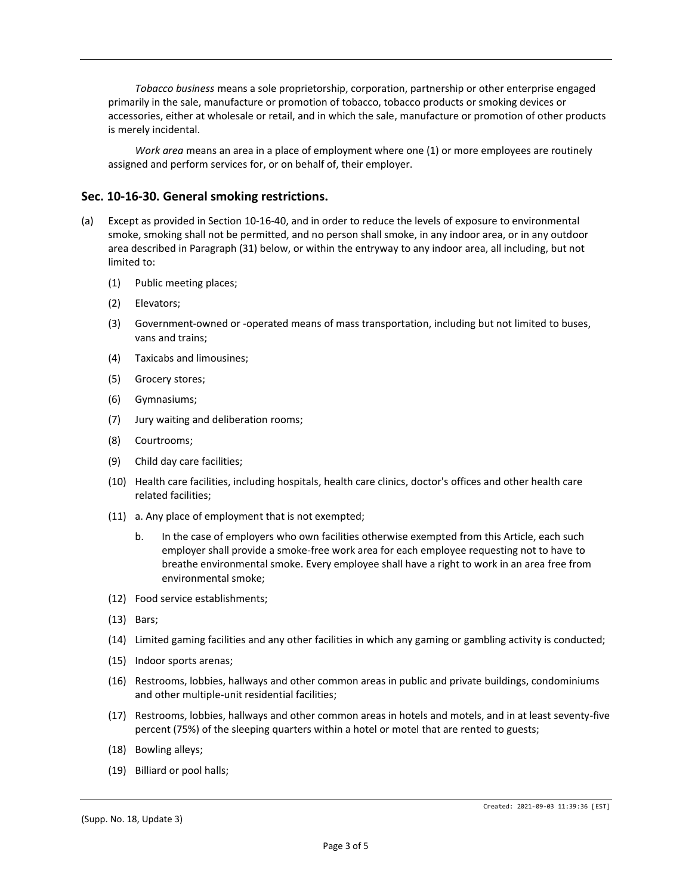*Tobacco business* means a sole proprietorship, corporation, partnership or other enterprise engaged primarily in the sale, manufacture or promotion of tobacco, tobacco products or smoking devices or accessories, either at wholesale or retail, and in which the sale, manufacture or promotion of other products is merely incidental.

*Work area* means an area in a place of employment where one (1) or more employees are routinely assigned and perform services for, or on behalf of, their employer.

## Sec. 10-16-30. General smoking restrictions.

(a) Except as provided in Section 10-16-40, and in order to reduce the levels of exposure to environmental smoke, smoking shall not be permitted, and no person shall smoke, in any indoor area, or in any outdoor area described in Paragraph (31) below, or within the entryway to any indoor area, all including, but not limited to:

(1) Public meeting places;

(2) Elevators;

(3) Government-owned or -operated means of mass transportation, including but not limited to buses, vans and trains;

(4) Taxicabs and limousines;

(5) Grocery stores;

(6) Gymnasiums;

(7) Jury waiting and deliberation rooms;

(8) Courtrooms;

(9) Child day care facilities;

(10) Health care facilities, including hospitals, health care clinics, doctor's offices and other health care related facilities;

(11) a. Any place of employment that is not exempted;

b. In the case of employers who own facilities otherwise exempted from this Article, each such employer shall provide a smoke-free work area for each employee requesting not to have to breathe environmental smoke. Every employee shall have a right to work in an area free from environmental smoke;

(12) Food service establishments;

(13) Bars;

(14) Limited gaming facilities and any other facilities in which any gaming or gambling activity is conducted;

(15) Indoor sports arenas;

(16) Restrooms, lobbies, hallways and other common areas in public and private buildings, condominiums and other multiple-unit residential facilities;

(17) Restrooms, lobbies, hallways and other common areas in hotels and motels, and in at least seventy-five percent (75%) of the sleeping quarters within a hotel or motel that are rented to guests;

(18) Bowling alleys;

(19) Billiard or pool halls;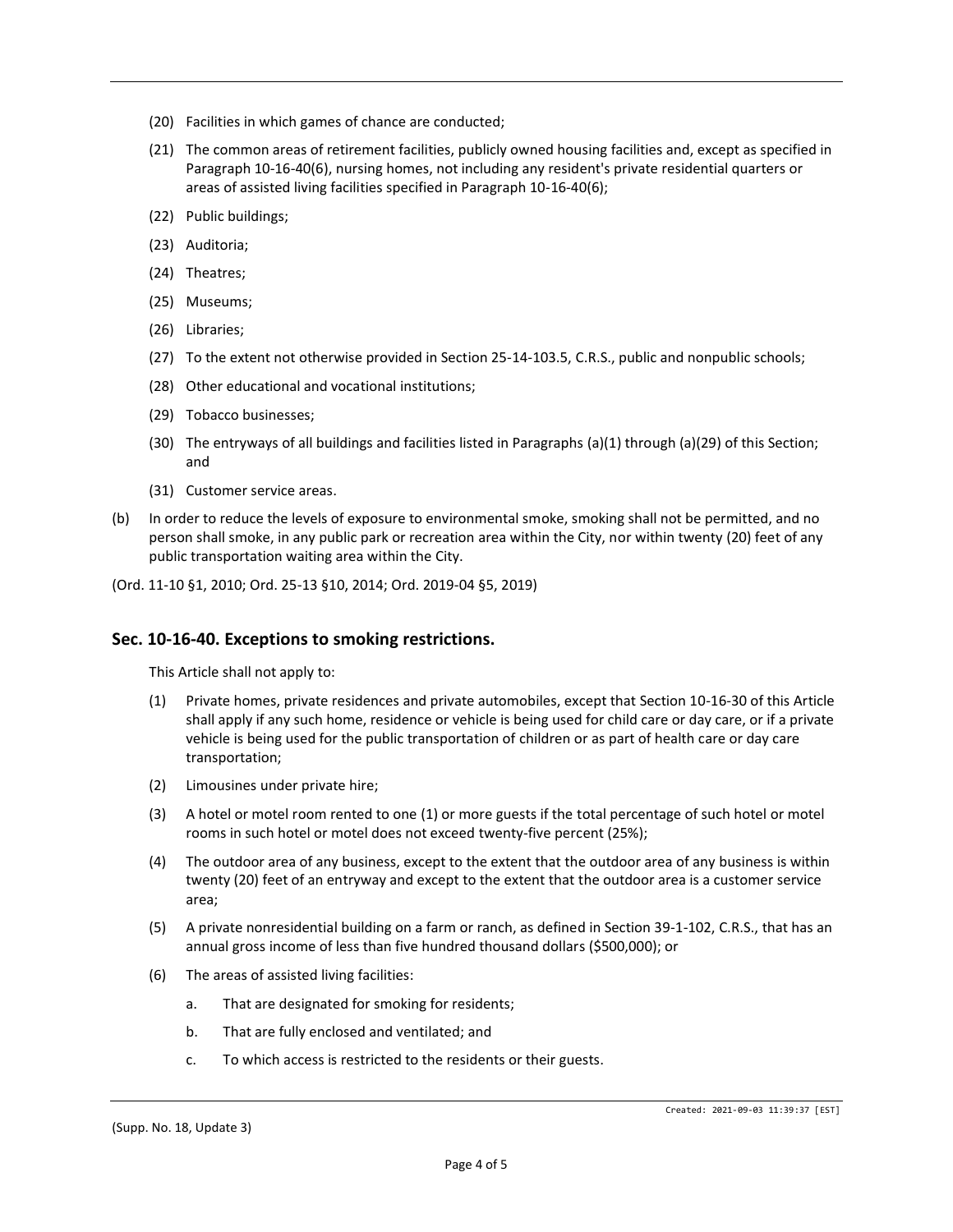(20) Facilities in which games of chance are conducted;

(21) The common areas of retirement facilities, publicly owned housing facilities and, except as specified in Paragraph 10-16-40(6), nursing homes, not including any resident's private residential quarters or areas of assisted living facilities specified in Paragraph 10-16-40(6);

(22) Public buildings;

(23) Auditoria;

(24) Theatres;

(25) Museums;

(26) Libraries;

(27) To the extent not otherwise provided in Section 25-14-103.5, C.R.S., public and nonpublic schools;

(28) Other educational and vocational institutions;

(29) Tobacco businesses;

(30) The entryways of all buildings and facilities listed in Paragraphs (a)(1) through (a)(29) of this Section; and

(31) Customer service areas.

(b) In order to reduce the levels of exposure to environmental smoke, smoking shall not be permitted, and no person shall smoke, in any public park or recreation area within the City, nor within twenty (20) feet of any public transportation waiting area within the City.

(Ord. 11-10 §1, 2010; Ord. 25-13 §10, 2014; Ord. 2019-04 §5, 2019)

## Sec. 10-16-40. Exceptions to smoking restrictions.

This Article shall not apply to:

(1) Private homes, private residences and private automobiles, except that Section 10-16-30 of this Article shall apply if any such home, residence or vehicle is being used for child care or day care, or if a private vehicle is being used for the public transportation of children or as part of health care or day care transportation;

(2) Limousines under private hire;

(3) A hotel or motel room rented to one (1) or more guests if the total percentage of such hotel or motel rooms in such hotel or motel does not exceed twenty-five percent (25%);

(4) The outdoor area of any business, except to the extent that the outdoor area of any business is within twenty (20) feet of an entryway and except to the extent that the outdoor area is a customer service area;

(5) A private nonresidential building on a farm or ranch, as defined in Section 39-1-102, C.R.S., that has an annual gross income of less than five hundred thousand dollars ($500,000); or

(6) The areas of assisted living facilities:

   a. That are designated for smoking for residents;

   b. That are fully enclosed and ventilated; and

   c. To which access is restricted to the residents or their guests.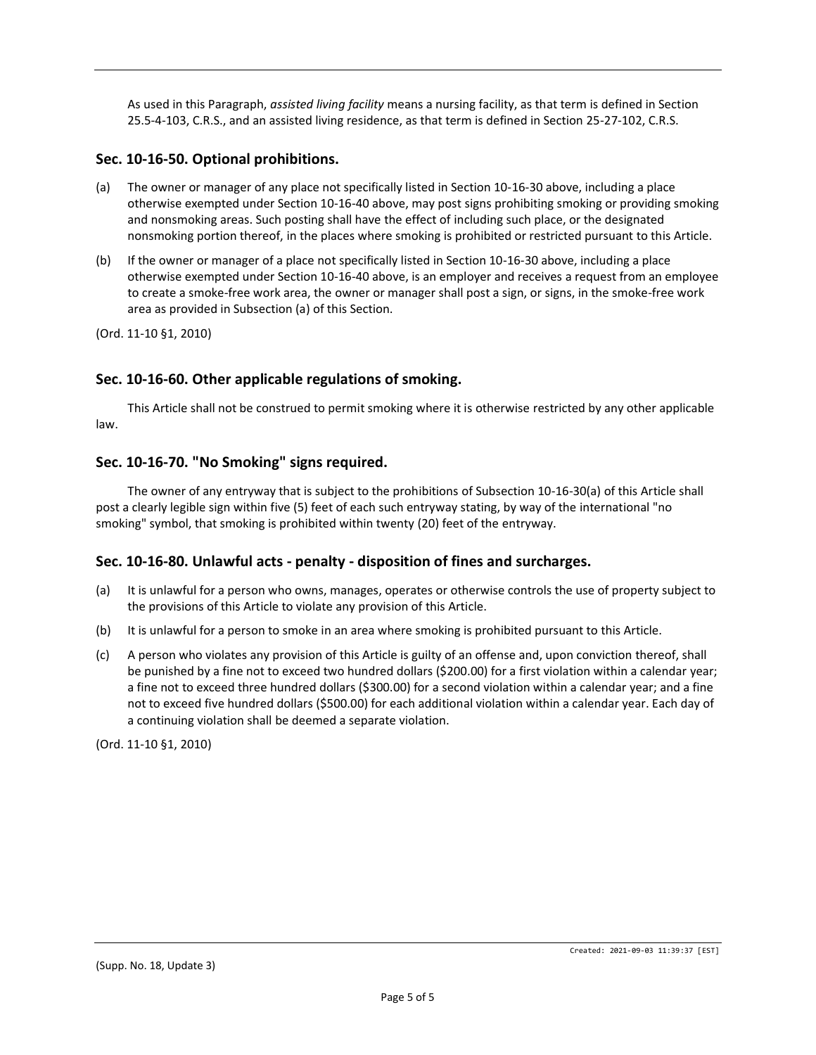As used in this Paragraph, *assisted living facility* means a nursing facility, as that term is defined in Section 25.5-4-103, C.R.S., and an assisted living residence, as that term is defined in Section 25-27-102, C.R.S.

## Sec. 10-16-50. Optional prohibitions.

(a) The owner or manager of any place not specifically listed in Section 10-16-30 above, including a place otherwise exempted under Section 10-16-40 above, may post signs prohibiting smoking or providing smoking and nonsmoking areas. Such posting shall have the effect of including such place, or the designated nonsmoking portion thereof, in the places where smoking is prohibited or restricted pursuant to this Article.

(b) If the owner or manager of a place not specifically listed in Section 10-16-30 above, including a place otherwise exempted under Section 10-16-40 above, is an employer and receives a request from an employee to create a smoke-free work area, the owner or manager shall post a sign, or signs, in the smoke-free work area as provided in Subsection (a) of this Section.

(Ord. 11-10 §1, 2010)

## Sec. 10-16-60. Other applicable regulations of smoking.

This Article shall not be construed to permit smoking where it is otherwise restricted by any other applicable law.

## Sec. 10-16-70. "No Smoking" signs required.

The owner of any entryway that is subject to the prohibitions of Subsection 10-16-30(a) of this Article shall post a clearly legible sign within five (5) feet of each such entryway stating, by way of the international "no smoking" symbol, that smoking is prohibited within twenty (20) feet of the entryway.

## Sec. 10-16-80. Unlawful acts - penalty - disposition of fines and surcharges.

(a) It is unlawful for a person who owns, manages, operates or otherwise controls the use of property subject to the provisions of this Article to violate any provision of this Article.

(b) It is unlawful for a person to smoke in an area where smoking is prohibited pursuant to this Article.

(c) A person who violates any provision of this Article is guilty of an offense and, upon conviction thereof, shall be punished by a fine not to exceed two hundred dollars ($200.00) for a first violation within a calendar year; a fine not to exceed three hundred dollars ($300.00) for a second violation within a calendar year; and a fine not to exceed five hundred dollars ($500.00) for each additional violation within a calendar year. Each day of a continuing violation shall be deemed a separate violation.

(Ord. 11-10 §1, 2010)